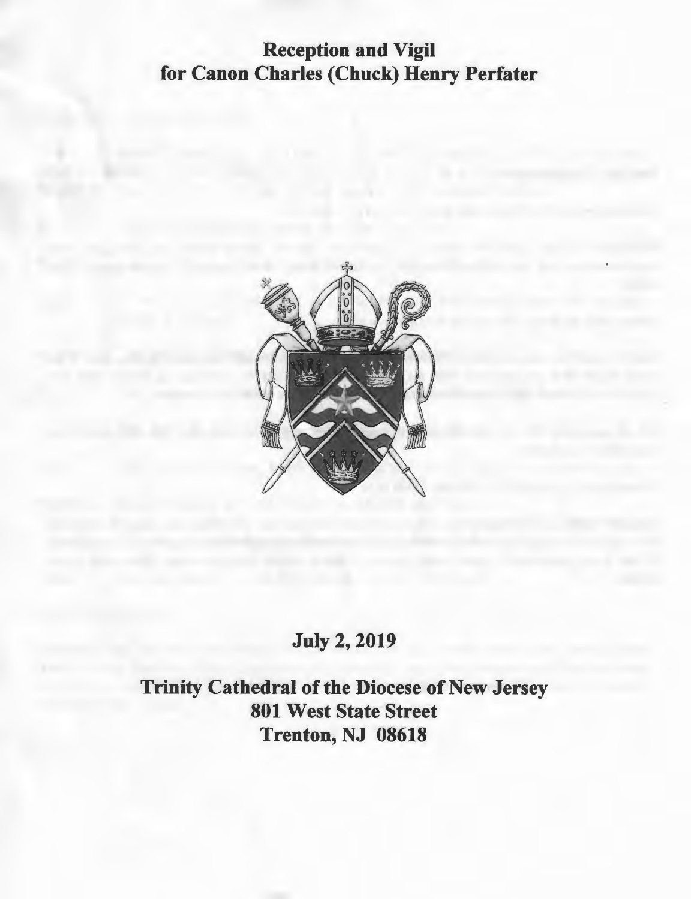**Reception and Vigil**
**for Canon Charles (Chuck) Henry Perfater**

**July 2, 2019**

**Trinity Cathedral of the Diocese of New Jersey**
**801 West State Street**
**Trenton, NJ 08618**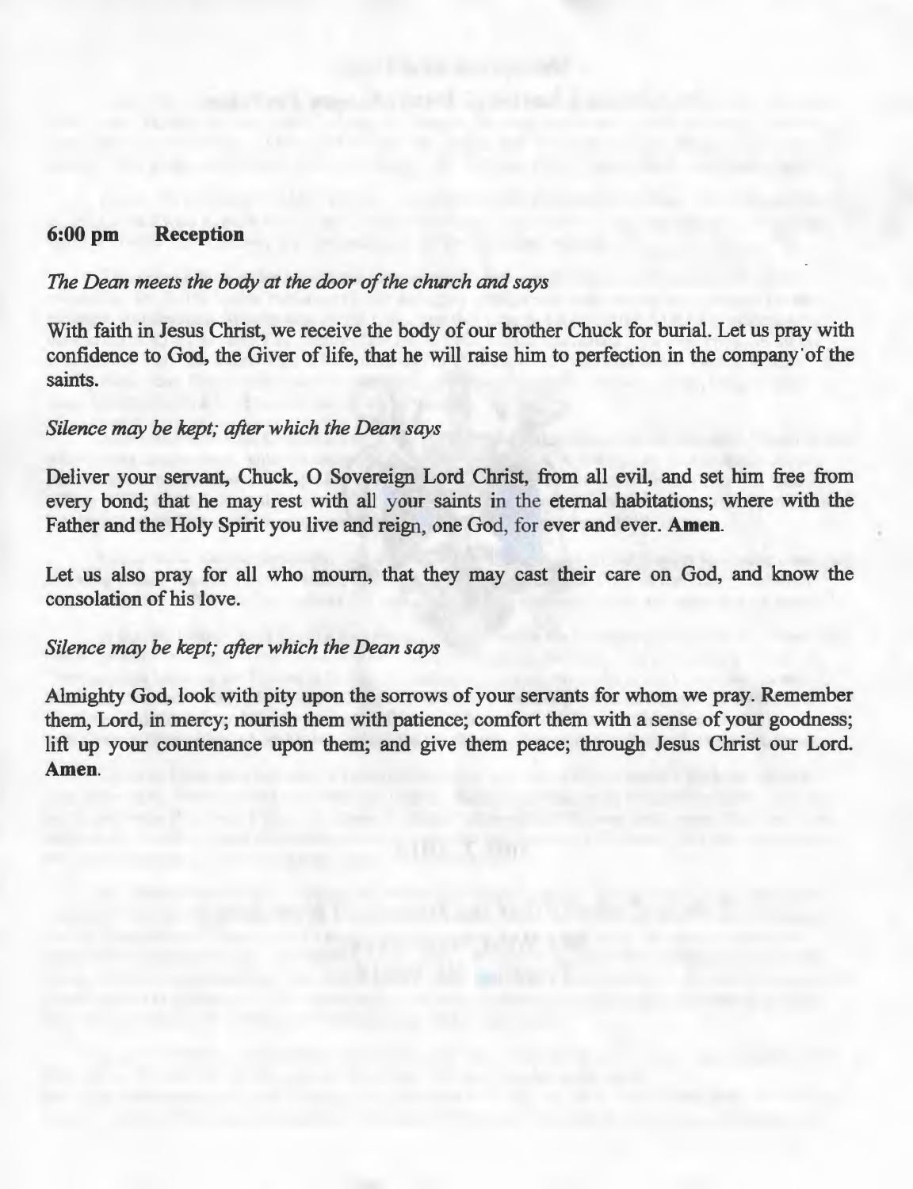**6:00 pm Reception**

*The Dean meets the body at the door of the church and says*

With faith in Jesus Christ, we receive the body of our brother Chuck for burial. Let us pray with confidence to God, the Giver of life, that he will raise him to perfection in the company of the saints.

*Silence may be kept; after which the Dean says*

Deliver your servant, Chuck, O Sovereign Lord Christ, from all evil, and set him free from every bond; that he may rest with all your saints in the eternal habitations; where with the Father and the Holy Spirit you live and reign, one God, for ever and ever. **Amen**.

Let us also pray for all who mourn, that they may cast their care on God, and know the consolation of his love.

*Silence may be kept; after which the Dean says*

Almighty God, look with pity upon the sorrows of your servants for whom we pray. Remember them, Lord, in mercy; nourish them with patience; comfort them with a sense of your goodness; lift up your countenance upon them; and give them peace; through Jesus Christ our Lord. **Amen**.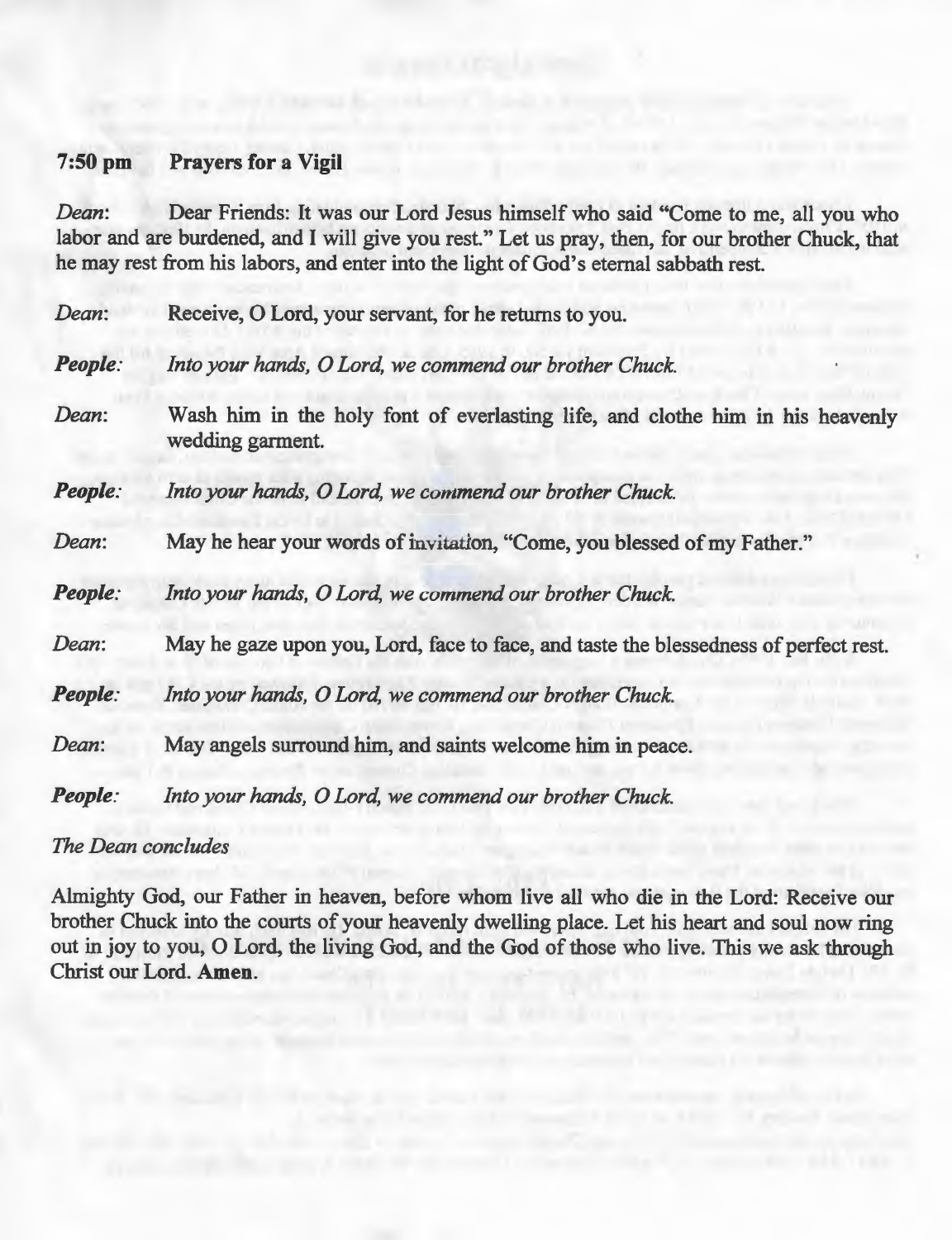**7:50 pm Prayers for a Vigil**

*Dean*: Dear Friends: It was our Lord Jesus himself who said "Come to me, all you who labor and are burdened, and I will give you rest." Let us pray, then, for our brother Chuck, that he may rest from his labors, and enter into the light of God's eternal sabbath rest.

*Dean*: Receive, O Lord, your servant, for he returns to you.

***People*:** *Into your hands, O Lord, we commend our brother Chuck.*

*Dean*: Wash him in the holy font of everlasting life, and clothe him in his heavenly wedding garment.

***People*:** *Into your hands, O Lord, we commend our brother Chuck.*

*Dean*: May he hear your words of invitation, "Come, you blessed of my Father."

***People*:** *Into your hands, O Lord, we commend our brother Chuck.*

*Dean*: May he gaze upon you, Lord, face to face, and taste the blessedness of perfect rest.

***People*:** *Into your hands, O Lord, we commend our brother Chuck.*

*Dean*: May angels surround him, and saints welcome him in peace.

***People*:** *Into your hands, O Lord, we commend our brother Chuck.*

*The Dean concludes*

Almighty God, our Father in heaven, before whom live all who die in the Lord: Receive our brother Chuck into the courts of your heavenly dwelling place. Let his heart and soul now ring out in joy to you, O Lord, the living God, and the God of those who live. This we ask through Christ our Lord. **Amen.**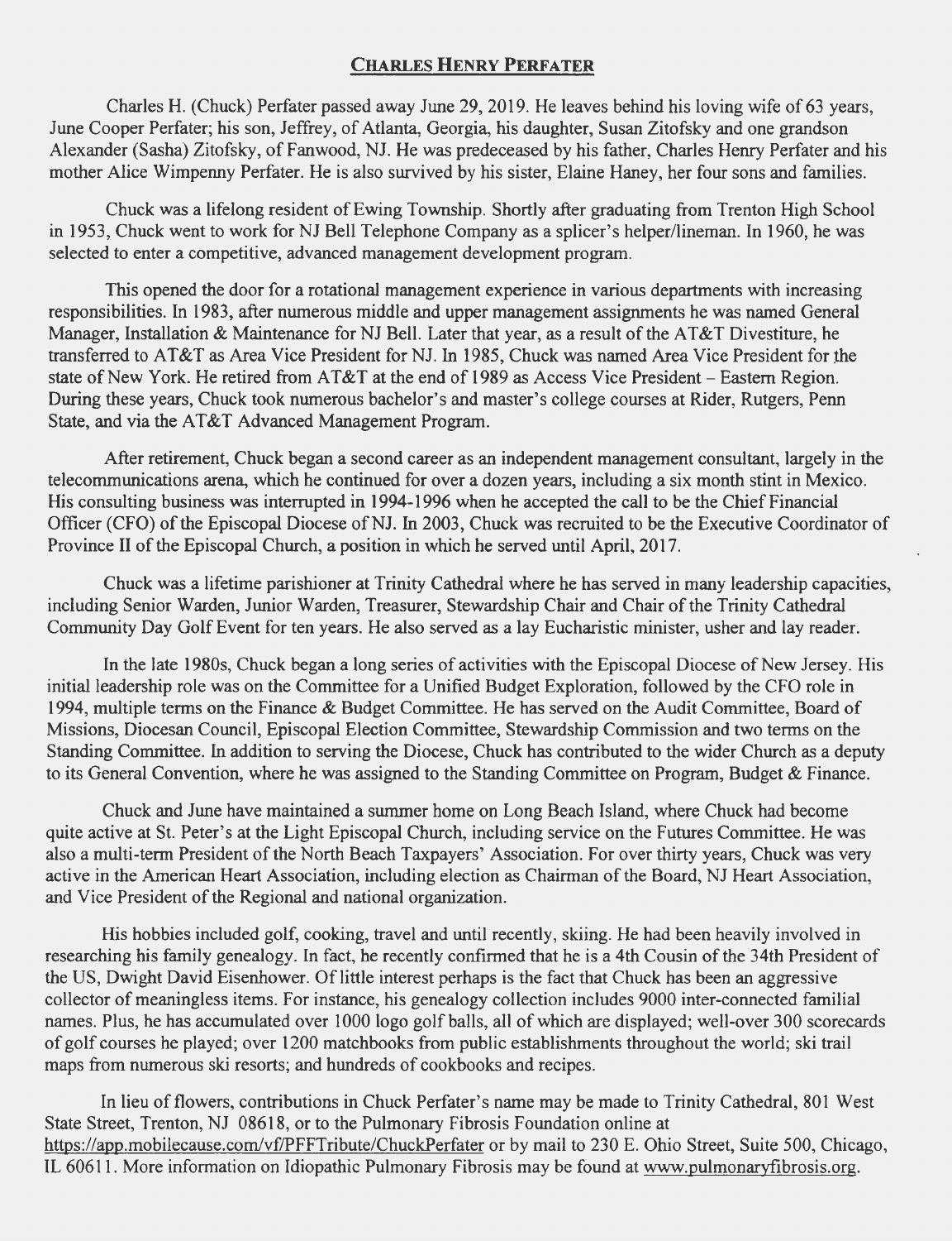## Charles Henry Perfater

Charles H. (Chuck) Perfater passed away June 29, 2019. He leaves behind his loving wife of 63 years, June Cooper Perfater; his son, Jeffrey, of Atlanta, Georgia, his daughter, Susan Zitofsky and one grandson Alexander (Sasha) Zitofsky, of Fanwood, NJ. He was predeceased by his father, Charles Henry Perfater and his mother Alice Wimpenny Perfater. He is also survived by his sister, Elaine Haney, her four sons and families.

Chuck was a lifelong resident of Ewing Township. Shortly after graduating from Trenton High School in 1953, Chuck went to work for NJ Bell Telephone Company as a splicer's helper/lineman. In 1960, he was selected to enter a competitive, advanced management development program.

This opened the door for a rotational management experience in various departments with increasing responsibilities. In 1983, after numerous middle and upper management assignments he was named General Manager, Installation & Maintenance for NJ Bell. Later that year, as a result of the AT&T Divestiture, he transferred to AT&T as Area Vice President for NJ. In 1985, Chuck was named Area Vice President for the state of New York. He retired from AT&T at the end of 1989 as Access Vice President – Eastern Region. During these years, Chuck took numerous bachelor's and master's college courses at Rider, Rutgers, Penn State, and via the AT&T Advanced Management Program.

After retirement, Chuck began a second career as an independent management consultant, largely in the telecommunications arena, which he continued for over a dozen years, including a six month stint in Mexico. His consulting business was interrupted in 1994-1996 when he accepted the call to be the Chief Financial Officer (CFO) of the Episcopal Diocese of NJ. In 2003, Chuck was recruited to be the Executive Coordinator of Province II of the Episcopal Church, a position in which he served until April, 2017.

Chuck was a lifetime parishioner at Trinity Cathedral where he has served in many leadership capacities, including Senior Warden, Junior Warden, Treasurer, Stewardship Chair and Chair of the Trinity Cathedral Community Day Golf Event for ten years. He also served as a lay Eucharistic minister, usher and lay reader.

In the late 1980s, Chuck began a long series of activities with the Episcopal Diocese of New Jersey. His initial leadership role was on the Committee for a Unified Budget Exploration, followed by the CFO role in 1994, multiple terms on the Finance & Budget Committee. He has served on the Audit Committee, Board of Missions, Diocesan Council, Episcopal Election Committee, Stewardship Commission and two terms on the Standing Committee. In addition to serving the Diocese, Chuck has contributed to the wider Church as a deputy to its General Convention, where he was assigned to the Standing Committee on Program, Budget & Finance.

Chuck and June have maintained a summer home on Long Beach Island, where Chuck had become quite active at St. Peter's at the Light Episcopal Church, including service on the Futures Committee. He was also a multi-term President of the North Beach Taxpayers' Association. For over thirty years, Chuck was very active in the American Heart Association, including election as Chairman of the Board, NJ Heart Association, and Vice President of the Regional and national organization.

His hobbies included golf, cooking, travel and until recently, skiing. He had been heavily involved in researching his family genealogy. In fact, he recently confirmed that he is a 4th Cousin of the 34th President of the US, Dwight David Eisenhower. Of little interest perhaps is the fact that Chuck has been an aggressive collector of meaningless items. For instance, his genealogy collection includes 9000 inter-connected familial names. Plus, he has accumulated over 1000 logo golf balls, all of which are displayed; well-over 300 scorecards of golf courses he played; over 1200 matchbooks from public establishments throughout the world; ski trail maps from numerous ski resorts; and hundreds of cookbooks and recipes.

In lieu of flowers, contributions in Chuck Perfater's name may be made to Trinity Cathedral, 801 West State Street, Trenton, NJ 08618, or to the Pulmonary Fibrosis Foundation online at https://app.mobilecause.com/vf/PFFTribute/ChuckPerfater or by mail to 230 E. Ohio Street, Suite 500, Chicago, IL 60611. More information on Idiopathic Pulmonary Fibrosis may be found at www.pulmonaryfibrosis.org.